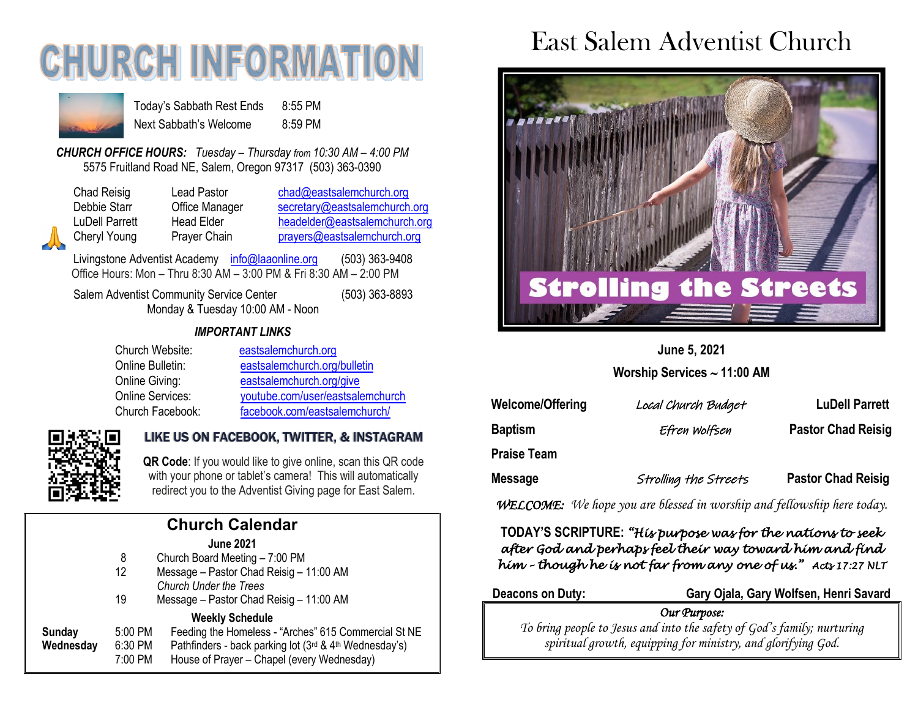# CHURCH INFORMATION

Today's Sabbath Rest Ends 8:55 PM
Next Sabbath's Welcome 8:59 PM

***CHURCH OFFICE HOURS:*** *Tuesday – Thursday from 10:30 AM – 4:00 PM*
5575 Fruitland Road NE, Salem, Oregon 97317 (503) 363-0390

| | | |
|---|---|---|
| Chad Reisig | Lead Pastor | chad@eastsalemchurch.org |
| Debbie Starr | Office Manager | secretary@eastsalemchurch.org |
| LuDell Parrett | Head Elder | headelder@eastsalemchurch.org |
| Cheryl Young | Prayer Chain | prayers@eastsalemchurch.org |

Livingstone Adventist Academy info@laaonline.org (503) 363-9408
Office Hours: Mon – Thru 8:30 AM – 3:00 PM & Fri 8:30 AM – 2:00 PM

Salem Adventist Community Service Center (503) 363-8893
Monday & Tuesday 10:00 AM - Noon

***IMPORTANT LINKS***

| | |
|---|---|
| Church Website: | eastsalemchurch.org |
| Online Bulletin: | eastsalemchurch.org/bulletin |
| Online Giving: | eastsalemchurch.org/give |
| Online Services: | youtube.com/user/eastsalemchurch |
| Church Facebook: | facebook.com/eastsalemchurch/ |

**LIKE US ON FACEBOOK, TWITTER, & INSTAGRAM**

**QR Code**: If you would like to give online, scan this QR code with your phone or tablet's camera! This will automatically redirect you to the Adventist Giving page for East Salem.

## Church Calendar

**June 2021**

- 8 Church Board Meeting – 7:00 PM
- 12 Message – Pastor Chad Reisig – 11:00 AM
  *Church Under the Trees*
- 19 Message – Pastor Chad Reisig – 11:00 AM

**Weekly Schedule**

| | | |
|---|---|---|
| **Sunday** | 5:00 PM | Feeding the Homeless - "Arches" 615 Commercial St NE |
| **Wednesday** | 6:30 PM | Pathfinders - back parking lot (3rd & 4th Wednesday's) |
| | 7:00 PM | House of Prayer – Chapel (every Wednesday) |

# East Salem Adventist Church

**Strolling the Streets**

**June 5, 2021**

**Worship Services ~ 11:00 AM**

| | | |
|---|---|---|
| **Welcome/Offering** | *Local Church Budget* | **LuDell Parrett** |
| **Baptism** | *Efren Wolfsen* | **Pastor Chad Reisig** |
| **Praise Team** | | |
| **Message** | *Strolling the Streets* | **Pastor Chad Reisig** |

***WELCOME:*** *We hope you are blessed in worship and fellowship here today.*

**TODAY'S SCRIPTURE:** ***"His purpose was for the nations to seek after God and perhaps feel their way toward him and find him – though he is not far from any one of us."*** *Acts 17:27 NLT*

**Deacons on Duty:** **Gary Ojala, Gary Wolfsen, Henri Savard**

*Our Purpose:*
*To bring people to Jesus and into the safety of God's family; nurturing spiritual growth, equipping for ministry, and glorifying God.*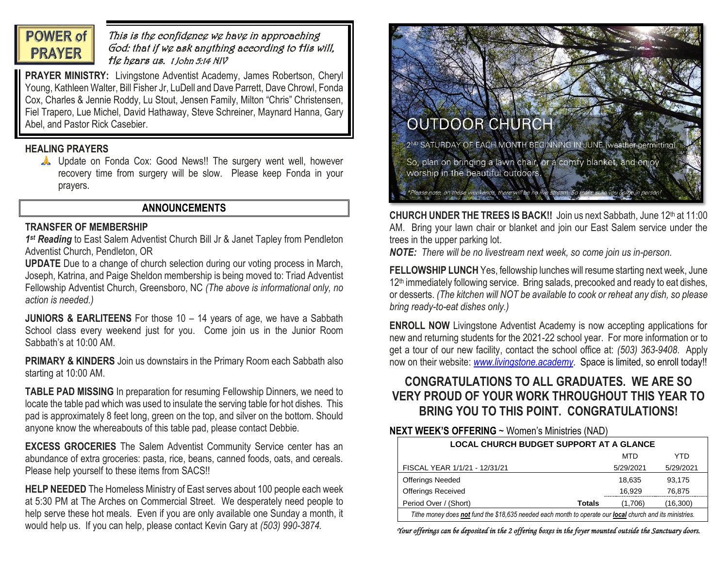**POWER of PRAYER**

*This is the confidence we have in approaching God: that if we ask anything according to His will, He hears us. 1 John 5:14 NIV*

**PRAYER MINISTRY:** Livingstone Adventist Academy, James Robertson, Cheryl Young, Kathleen Walter, Bill Fisher Jr, LuDell and Dave Parrett, Dave Chrowl, Fonda Cox, Charles & Jennie Roddy, Lu Stout, Jensen Family, Milton "Chris" Christensen, Fiel Trapero, Lue Michel, David Hathaway, Steve Schreiner, Maynard Hanna, Gary Abel, and Pastor Rick Casebier.

## HEALING PRAYERS

- Update on Fonda Cox: Good News!! The surgery went well, however recovery time from surgery will be slow. Please keep Fonda in your prayers.

## ANNOUNCEMENTS

**TRANSFER OF MEMBERSHIP**

***1st Reading*** to East Salem Adventist Church Bill Jr & Janet Tapley from Pendleton Adventist Church, Pendleton, OR

**UPDATE** Due to a change of church selection during our voting process in March, Joseph, Katrina, and Paige Sheldon membership is being moved to: Triad Adventist Fellowship Adventist Church, Greensboro, NC *(The above is informational only, no action is needed.)*

**JUNIORS & EARLITEENS** For those 10 – 14 years of age, we have a Sabbath School class every weekend just for you. Come join us in the Junior Room Sabbath's at 10:00 AM.

**PRIMARY & KINDERS** Join us downstairs in the Primary Room each Sabbath also starting at 10:00 AM.

**TABLE PAD MISSING** In preparation for resuming Fellowship Dinners, we need to locate the table pad which was used to insulate the serving table for hot dishes. This pad is approximately 8 feet long, green on the top, and silver on the bottom. Should anyone know the whereabouts of this table pad, please contact Debbie.

**EXCESS GROCERIES** The Salem Adventist Community Service center has an abundance of extra groceries: pasta, rice, beans, canned foods, oats, and cereals. Please help yourself to these items from SACS!!

**HELP NEEDED** The Homeless Ministry of East serves about 100 people each week at 5:30 PM at The Arches on Commercial Street. We desperately need people to help serve these hot meals. Even if you are only available one Sunday a month, it would help us. If you can help, please contact Kevin Gary at *(503) 990-3874.*

OUTDOOR CHURCH

2ND SATURDAY OF EACH MONTH BEGINNING IN JUNE (weather permitting).

So, plan on bringing a lawn chair, or a comfy blanket, and enjoy worship in the beautiful outdoors.

*Please note, on these weekends, there will be no live stream. So make sure you come in person!

**CHURCH UNDER THE TREES IS BACK!!** Join us next Sabbath, June 12th at 11:00 AM. Bring your lawn chair or blanket and join our East Salem service under the trees in the upper parking lot.

***NOTE:*** *There will be no livestream next week, so come join us in-person.*

**FELLOWSHIP LUNCH** Yes, fellowship lunches will resume starting next week, June 12th immediately following service. Bring salads, precooked and ready to eat dishes, or desserts. *(The kitchen will NOT be available to cook or reheat any dish, so please bring ready-to-eat dishes only.)*

**ENROLL NOW** Livingstone Adventist Academy is now accepting applications for new and returning students for the 2021-22 school year. For more information or to get a tour of our new facility, contact the school office at: *(503) 363-9408*. Apply now on their website: *www.livingstone.academy*. Space is limited, so enroll today!!

## CONGRATULATIONS TO ALL GRADUATES. WE ARE SO VERY PROUD OF YOUR WORK THROUGHOUT THIS YEAR TO BRING YOU TO THIS POINT. CONGRATULATIONS!

**NEXT WEEK'S OFFERING** ~ Women's Ministries (NAD)

| LOCAL CHURCH BUDGET SUPPORT AT A GLANCE | | | |
|---|---|---|---|
| | | MTD | YTD |
| FISCAL YEAR 1/1/21 - 12/31/21 | | 5/29/2021 | 5/29/2021 |
| Offerings Needed | | 18,635 | 93,175 |
| Offerings Received | | 16,929 | 76,875 |
| Period Over / (Short) | **Totals** | (1,706) | (16,300) |

*Tithe money does **not** fund the $18,635 needed each month to operate our **local** church and its ministries.*

*Your offerings can be deposited in the 2 offering boxes in the foyer mounted outside the Sanctuary doors.*